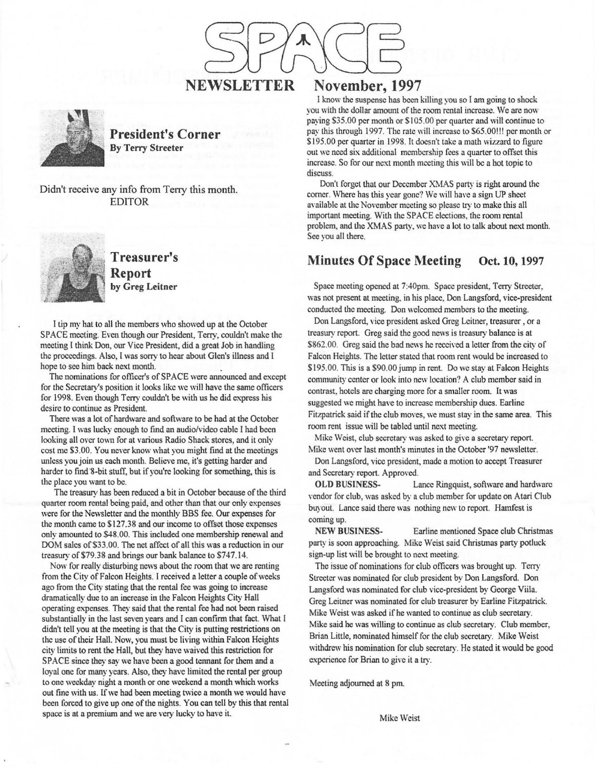# SPACE NEWSLETTER November, 1997

## President's Corner

**By Terry Streeter**

Didn't receive any info from Terry this month.
EDITOR

## Treasurer's Report

**by Greg Leitner**

I tip my hat to all the members who showed up at the October SPACE meeting. Even though our President, Terry, couldn't make the meeting I think Don, our Vice President, did a great Job in handling the proceedings. Also, I was sorry to hear about Glen's illness and I hope to see him back next month.

The nominations for officer's of SPACE were announced and except for the Secretary's position it looks like we will have the same officers for 1998. Even though Terry couldn't be with us he did express his desire to continue as President.

There was a lot of hardware and software to be had at the October meeting. I was lucky enough to find an audio/video cable I had been looking all over town for at various Radio Shack stores, and it only cost me $3.00. You never know what you might find at the meetings unless you join us each month. Believe me, it's getting harder and harder to find 8-bit stuff, but if you're looking for something, this is the place you want to be.

The treasury has been reduced a bit in October because of the third quarter room rental being paid, and other than that our only expenses were for the Newsletter and the monthly BBS fee. Our expenses for the month came to $127.38 and our income to offset those expenses only amounted to $48.00. This included one membership renewal and DOM sales of $33.00. The net affect of all this was a reduction in our treasury of $79.38 and brings our bank balance to $747.14.

Now for really disturbing news about the room that we are renting from the City of Falcon Heights. I received a letter a couple of weeks ago from the City stating that the rental fee was going to increase dramatically due to an increase in the Falcon Heights City Hall operating expenses. They said that the rental fee had not been raised substantially in the last seven years and I can confirm that fact. What I didn't tell you at the meeting is that the City is putting restrictions on the use of their Hall. Now, you must be living within Falcon Heights city limits to rent the Hall, but they have waived this restriction for SPACE since they say we have been a good tennant for them and a loyal one for many years. Also, they have limited the rental per group to one weekday night a month or one weekend a month which works out fine with us. If we had been meeting twice a month we would have been forced to give up one of the nights. You can tell by this that rental space is at a premium and we are very lucky to have it.

I know the suspense has been killing you so I am going to shock you with the dollar amount of the room rental increase. We are now paying $35.00 per month or $105.00 per quarter and will continue to pay this through 1997. The rate will increase to $65.00!!! per month or $195.00 per quarter in 1998. It doesn't take a math wizzard to figure out we need six additional membership fees a quarter to offset this increase. So for our next month meeting this will be a hot topic to discuss.

Don't forget that our December XMAS party is right around the corner. Where has this year gone? We will have a sign UP sheet available at the November meeting so please try to make this all important meeting. With the SPACE elections, the room rental problem, and the XMAS party, we have a lot to talk about next month. See you all there.

## Minutes Of Space Meeting Oct. 10, 1997

Space meeting opened at 7:40pm. Space president, Terry Streeter, was not present at meeting, in his place, Don Langsford, vice-president conducted the meeting. Don welcomed members to the meeting.

Don Langsford, vice president asked Greg Leitner, treasurer , or a treasury report. Greg said the good news is treasury balance is at $862.00. Greg said the bad news he received a letter from the city of Falcon Heights. The letter stated that room rent would be increased to $195.00. This is a $90.00 jump in rent. Do we stay at Falcon Heights community center or look into new location? A club member said in contrast, hotels are charging more for a smaller room. It was suggested we might have to increase membership dues. Earline Fitzpatrick said if the club moves, we must stay in the same area. This room rent issue will be tabled until next meeting.

Mike Weist, club secretary was asked to give a secretary report. Mike went over last month's minutes in the October '97 newsletter.

Don Langsford, vice president, made a motion to accept Treasurer and Secretary report. Approved.

**OLD BUSINESS-** Lance Ringquist, software and hardware vendor for club, was asked by a club member for update on Atari Club buyout. Lance said there was nothing new to report. Hamfest is coming up.

**NEW BUSINESS-** Earline mentioned Space club Christmas party is soon approaching. Mike Weist said Christmas party potluck sign-up list will be brought to next meeting.

The issue of nominations for club officers was brought up. Terry Streeter was nominated for club president by Don Langsford. Don Langsford was nominated for club vice-president by George Viila. Greg Leitner was nominated for club treasurer by Earline Fitzpatrick. Mike Weist was asked if he wanted to continue as club secretary. Mike said he was willing to continue as club secretary. Club member, Brian Little, nominated himself for the club secretary. Mike Weist withdrew his nomination for club secretary. He stated it would be good experience for Brian to give it a try.

Meeting adjourned at 8 pm.

Mike Weist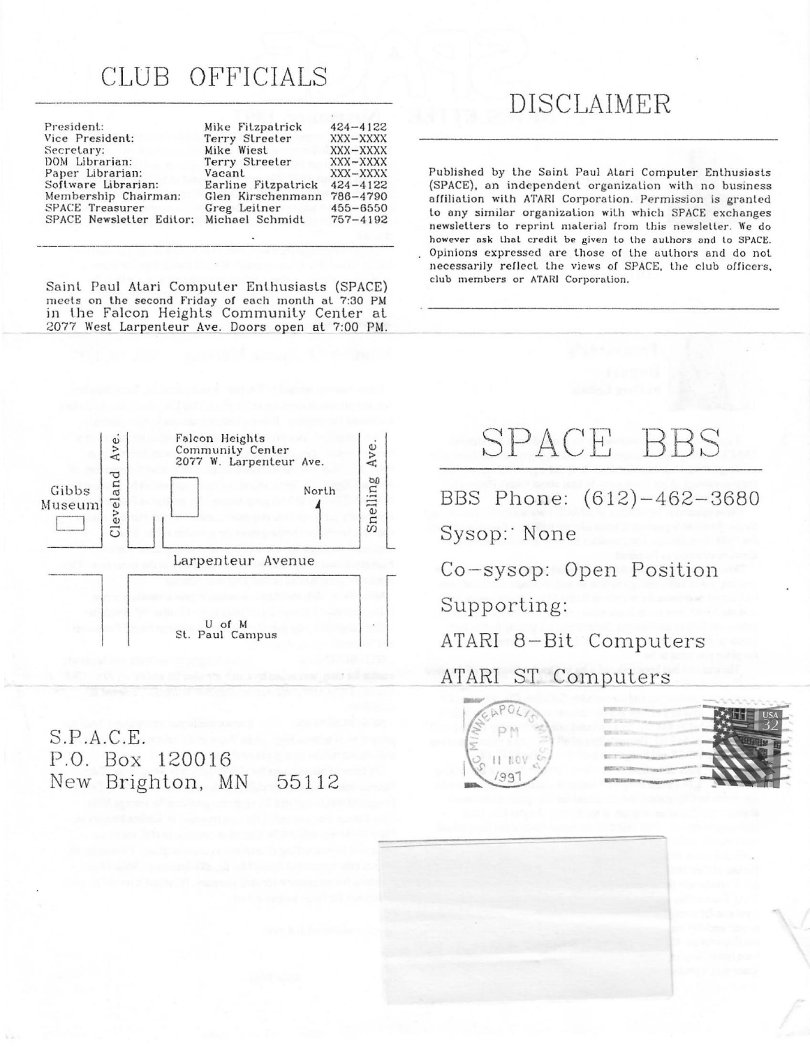# CLUB OFFICIALS

| | | |
|---|---|---|
| President: | Mike Fitzpatrick | 424-4122 |
| Vice President: | Terry Streeter | XXX-XXXX |
| Secretary: | Mike Wiest | XXX-XXXX |
| DOM Librarian: | Terry Streeter | XXX-XXXX |
| Paper Librarian: | Vacant | XXX-XXXX |
| Software Librarian: | Earline Fitzpatrick | 424-4122 |
| Membership Chairman: | Glen Kirschenmann | 786-4790 |
| SPACE Treasurer | Greg Leitner | 455-6550 |
| SPACE Newsletter Editor: | Michael Schmidt | 757-4192 |

Saint Paul Atari Computer Enthusiasts (SPACE) meets on the second Friday of each month at 7:30 PM in the Falcon Heights Community Center at 2077 West Larpenteur Ave. Doors open at 7:00 PM.

# DISCLAIMER

Published by the Saint Paul Atari Computer Enthusiasts (SPACE), an independent organization with no business affiliation with ATARI Corporation. Permission is granted to any similar organization with which SPACE exchanges newsletters to reprint material from this newsletter. We do however ask that credit be given to the authors and to SPACE. Opinions expressed are those of the authors and do not necessarily reflect the views of SPACE, the club officers, club members or ATARI Corporation.

Falcon Heights Community Center 2077 W. Larpenteur Ave.

Gibbs Museum

Cleveland Ave.

Snelling Ave.

North

Larpenteur Avenue

U of M St. Paul Campus

# SPACE BBS

BBS Phone: (612)-462-3680

Sysop: None

Co-sysop: Open Position

Supporting:

ATARI 8-Bit Computers

ATARI ST Computers

S.P.A.C.E.
P.O. Box 120016
New Brighton, MN 55112